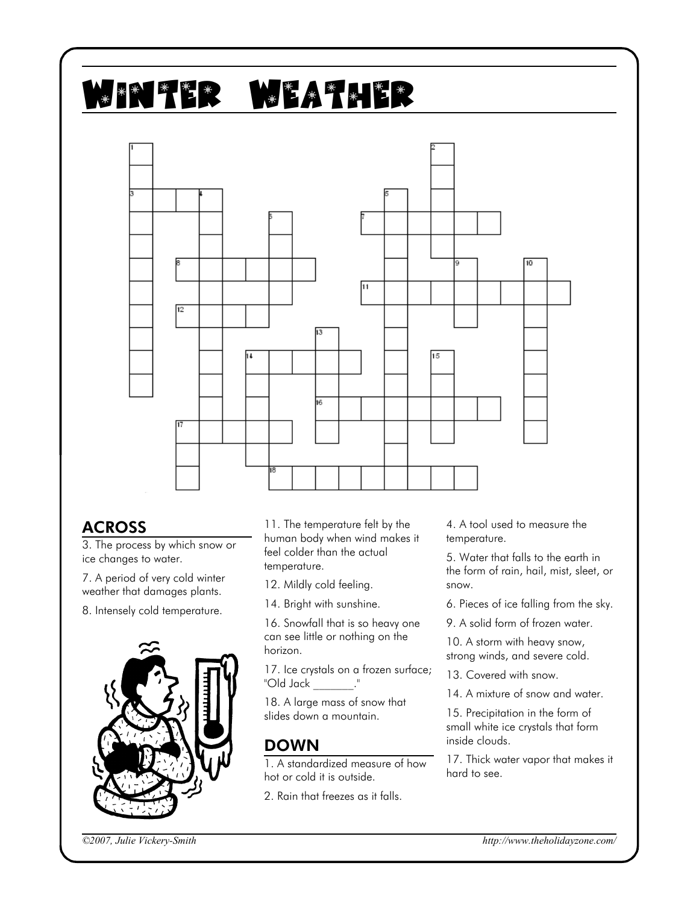# Winter Weather

## ACROSS

3. The process by which snow or ice changes to water.
7. A period of very cold winter weather that damages plants.
8. Intensely cold temperature.
11. The temperature felt by the human body when wind makes it feel colder than the actual temperature.
12. Mildly cold feeling.
14. Bright with sunshine.
16. Snowfall that is so heavy one can see little or nothing on the horizon.
17. Ice crystals on a frozen surface; "Old Jack _______."
18. A large mass of snow that slides down a mountain.

## DOWN

1. A standardized measure of how hot or cold it is outside.
2. Rain that freezes as it falls.
4. A tool used to measure the temperature.
5. Water that falls to the earth in the form of rain, hail, mist, sleet, or snow.
6. Pieces of ice falling from the sky.
9. A solid form of frozen water.
10. A storm with heavy snow, strong winds, and severe cold.
13. Covered with snow.
14. A mixture of snow and water.
15. Precipitation in the form of small white ice crystals that form inside clouds.
17. Thick water vapor that makes it hard to see.

©2007, Julie Vickery-Smith

http://www.theholidayzone.com/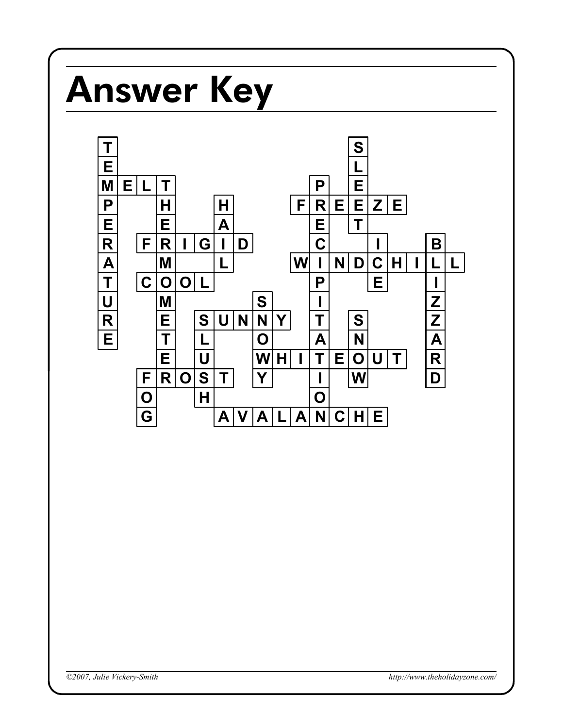# Answer Key

| | | | | | | | | | | | | | | | | | | |
|---|---|---|---|---|---|---|---|---|---|---|---|---|---|---|---|---|---|---|
| T | | | | | | | | | | | | | S | | | | | |
| E | | | | | | | | | | | | | L | | | | | |
| M | E | L | T | | | | | | | | P | | E | | | | | |
| P | | | H | | | H | | | | F | R | E | E | Z | E | | | |
| E | | | E | | | A | | | | | E | | T | | | | | |
| R | | F | R | I | G | I | D | | | | C | | | I | | | B | |
| A | | | M | | | L | | | | W | I | N | D | C | H | I | L | L |
| T | | C | O | O | L | | | | | | P | | | E | | | I | |
| U | | | M | | | | | S | | | I | | | | | | Z | |
| R | | | E | | S | U | N | N | Y | | T | | S | | | | Z | |
| E | | | T | | L | | | O | | | A | | N | | | | A | |
| | | | E | | U | | | W | H | I | T | E | O | U | T | | R | |
| | | F | R | O | S | T | | Y | | | I | | W | | | | D | |
| | | O | | | H | | | | | | O | | | | | | | |
| | | G | | | | A | V | A | L | A | N | C | H | E | | | | |